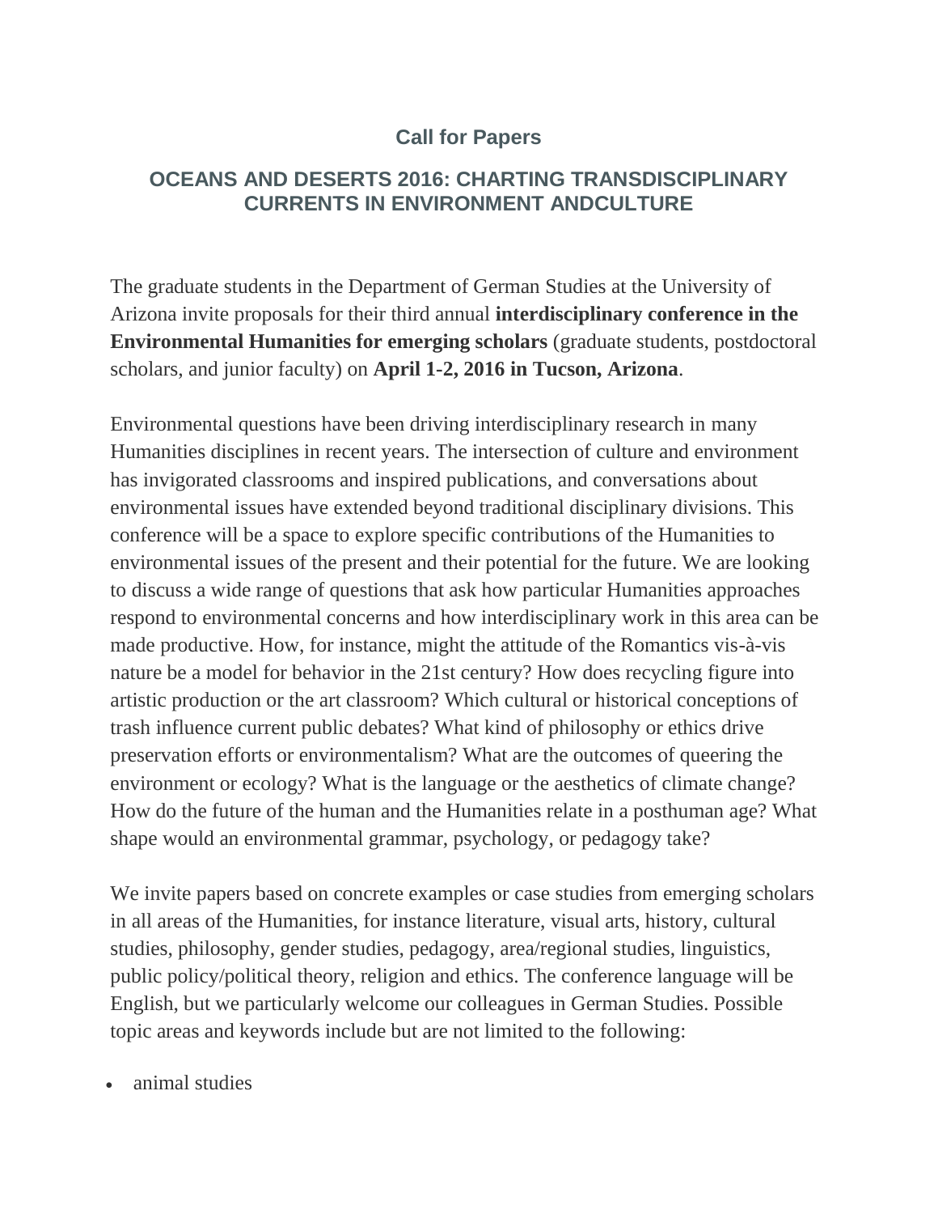## Call for Papers

## OCEANS AND DESERTS 2016: CHARTING TRANSDISCIPLINARY CURRENTS IN ENVIRONMENT ANDCULTURE

The graduate students in the Department of German Studies at the University of Arizona invite proposals for their third annual **interdisciplinary conference in the Environmental Humanities for emerging scholars** (graduate students, postdoctoral scholars, and junior faculty) on **April 1-2, 2016 in Tucson, Arizona**.

Environmental questions have been driving interdisciplinary research in many Humanities disciplines in recent years. The intersection of culture and environment has invigorated classrooms and inspired publications, and conversations about environmental issues have extended beyond traditional disciplinary divisions. This conference will be a space to explore specific contributions of the Humanities to environmental issues of the present and their potential for the future. We are looking to discuss a wide range of questions that ask how particular Humanities approaches respond to environmental concerns and how interdisciplinary work in this area can be made productive. How, for instance, might the attitude of the Romantics vis-à-vis nature be a model for behavior in the 21st century? How does recycling figure into artistic production or the art classroom? Which cultural or historical conceptions of trash influence current public debates? What kind of philosophy or ethics drive preservation efforts or environmentalism? What are the outcomes of queering the environment or ecology? What is the language or the aesthetics of climate change? How do the future of the human and the Humanities relate in a posthuman age? What shape would an environmental grammar, psychology, or pedagogy take?

We invite papers based on concrete examples or case studies from emerging scholars in all areas of the Humanities, for instance literature, visual arts, history, cultural studies, philosophy, gender studies, pedagogy, area/regional studies, linguistics, public policy/political theory, religion and ethics. The conference language will be English, but we particularly welcome our colleagues in German Studies. Possible topic areas and keywords include but are not limited to the following:

- animal studies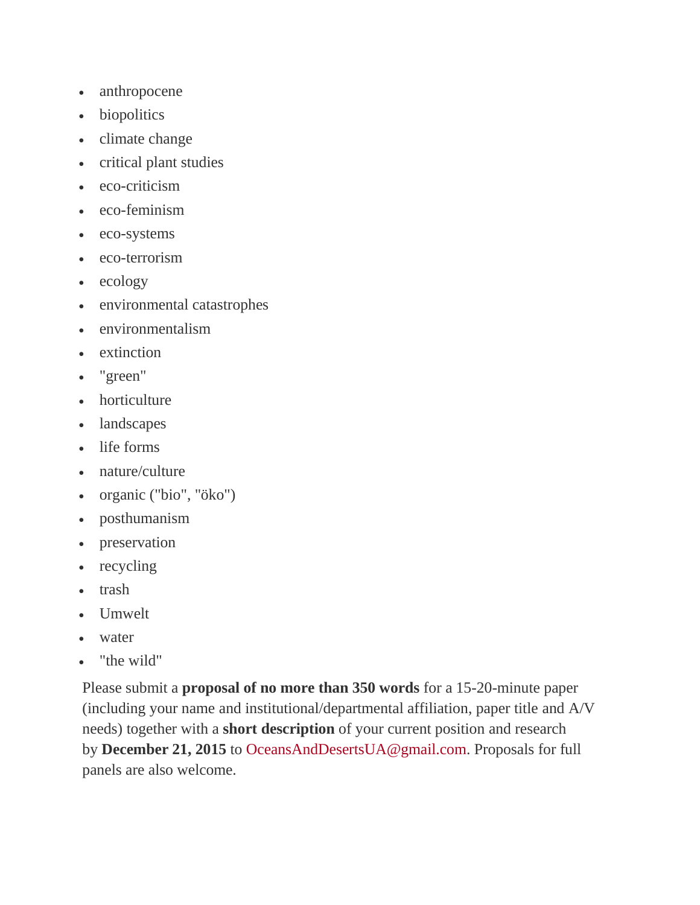- anthropocene
- biopolitics
- climate change
- critical plant studies
- eco-criticism
- eco-feminism
- eco-systems
- eco-terrorism
- ecology
- environmental catastrophes
- environmentalism
- extinction
- "green"
- horticulture
- landscapes
- life forms
- nature/culture
- organic ("bio", "öko")
- posthumanism
- preservation
- recycling
- trash
- Umwelt
- water
- "the wild"

Please submit a **proposal of no more than 350 words** for a 15-20-minute paper (including your name and institutional/departmental affiliation, paper title and A/V needs) together with a **short description** of your current position and research by **December 21, 2015** to OceansAndDesertsUA@gmail.com. Proposals for full panels are also welcome.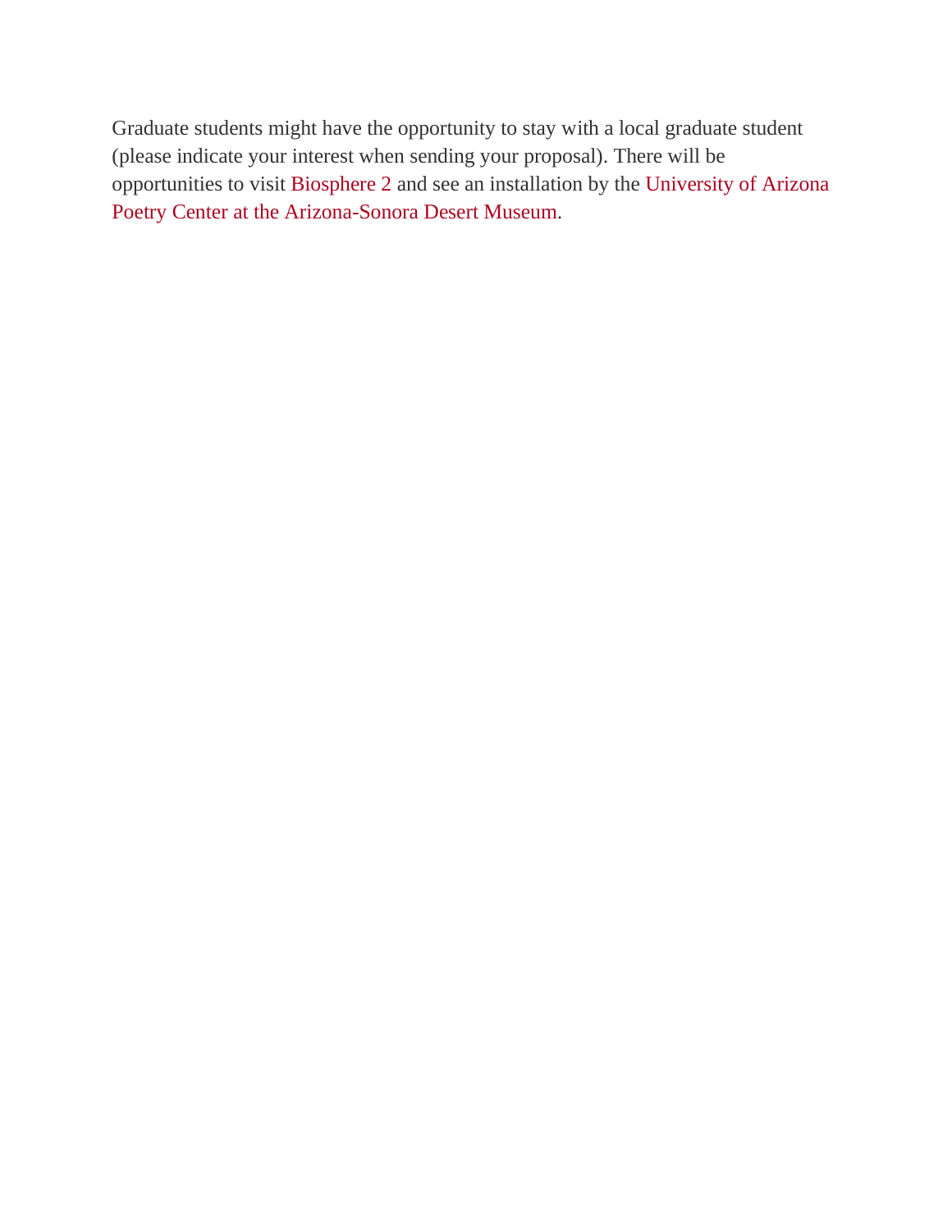Graduate students might have the opportunity to stay with a local graduate student (please indicate your interest when sending your proposal). There will be opportunities to visit Biosphere 2 and see an installation by the University of Arizona Poetry Center at the Arizona-Sonora Desert Museum.